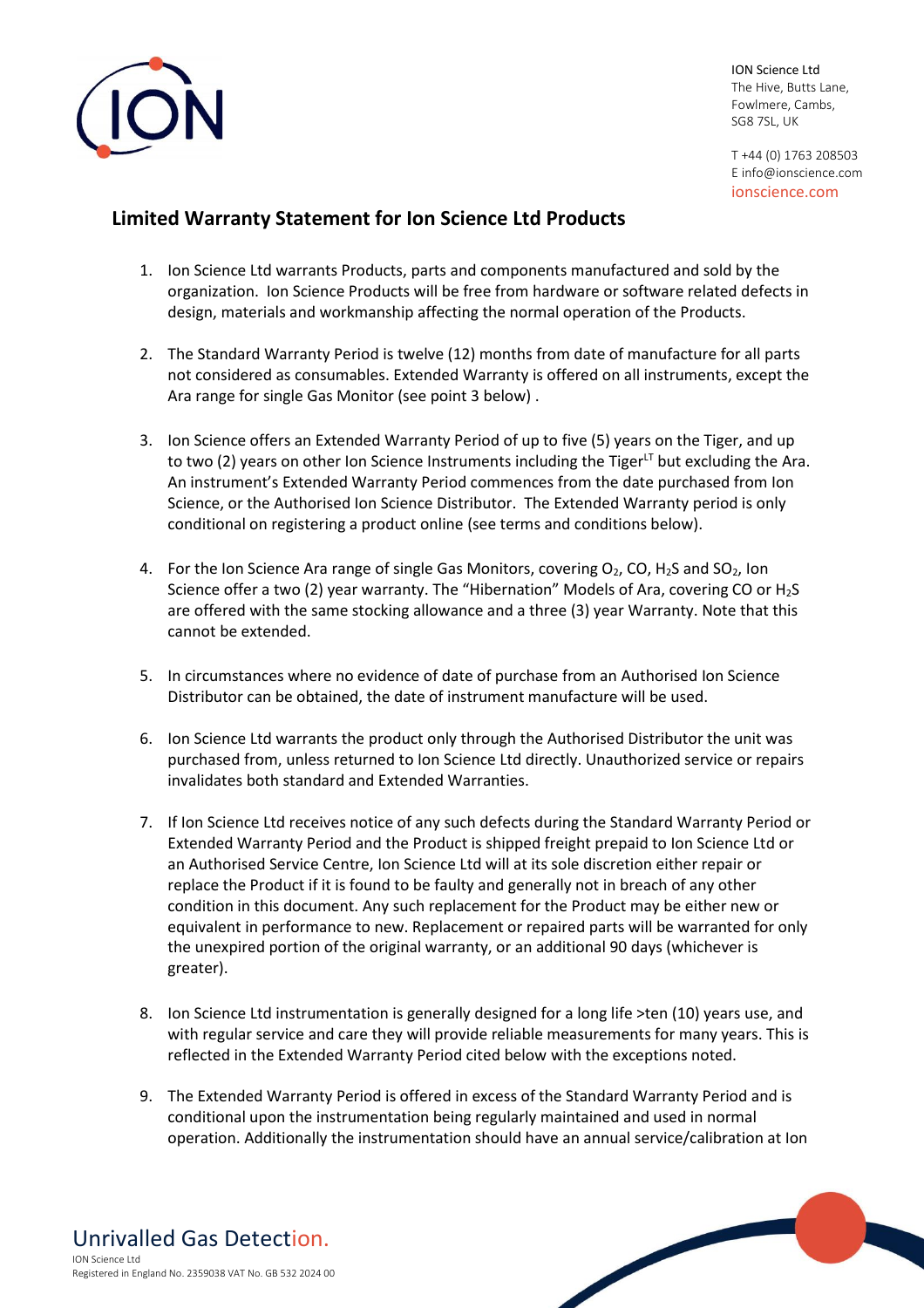ION Science Ltd
The Hive, Butts Lane,
Fowlmere, Cambs,
SG8 7SL, UK

T +44 (0) 1763 208503
E info@ionscience.com
ionscience.com

## Limited Warranty Statement for Ion Science Ltd Products

1. Ion Science Ltd warrants Products, parts and components manufactured and sold by the organization. Ion Science Products will be free from hardware or software related defects in design, materials and workmanship affecting the normal operation of the Products.

2. The Standard Warranty Period is twelve (12) months from date of manufacture for all parts not considered as consumables. Extended Warranty is offered on all instruments, except the Ara range for single Gas Monitor (see point 3 below) .

3. Ion Science offers an Extended Warranty Period of up to five (5) years on the Tiger, and up to two (2) years on other Ion Science Instruments including the Tiger[LT] but excluding the Ara. An instrument's Extended Warranty Period commences from the date purchased from Ion Science, or the Authorised Ion Science Distributor. The Extended Warranty period is only conditional on registering a product online (see terms and conditions below).

4. For the Ion Science Ara range of single Gas Monitors, covering $O_2$, CO, $H_2S$ and $SO_2$, Ion Science offer a two (2) year warranty. The "Hibernation" Models of Ara, covering CO or $H_2S$ are offered with the same stocking allowance and a three (3) year Warranty. Note that this cannot be extended.

5. In circumstances where no evidence of date of purchase from an Authorised Ion Science Distributor can be obtained, the date of instrument manufacture will be used.

6. Ion Science Ltd warrants the product only through the Authorised Distributor the unit was purchased from, unless returned to Ion Science Ltd directly. Unauthorized service or repairs invalidates both standard and Extended Warranties.

7. If Ion Science Ltd receives notice of any such defects during the Standard Warranty Period or Extended Warranty Period and the Product is shipped freight prepaid to Ion Science Ltd or an Authorised Service Centre, Ion Science Ltd will at its sole discretion either repair or replace the Product if it is found to be faulty and generally not in breach of any other condition in this document. Any such replacement for the Product may be either new or equivalent in performance to new. Replacement or repaired parts will be warranted for only the unexpired portion of the original warranty, or an additional 90 days (whichever is greater).

8. Ion Science Ltd instrumentation is generally designed for a long life >ten (10) years use, and with regular service and care they will provide reliable measurements for many years. This is reflected in the Extended Warranty Period cited below with the exceptions noted.

9. The Extended Warranty Period is offered in excess of the Standard Warranty Period and is conditional upon the instrumentation being regularly maintained and used in normal operation. Additionally the instrumentation should have an annual service/calibration at Ion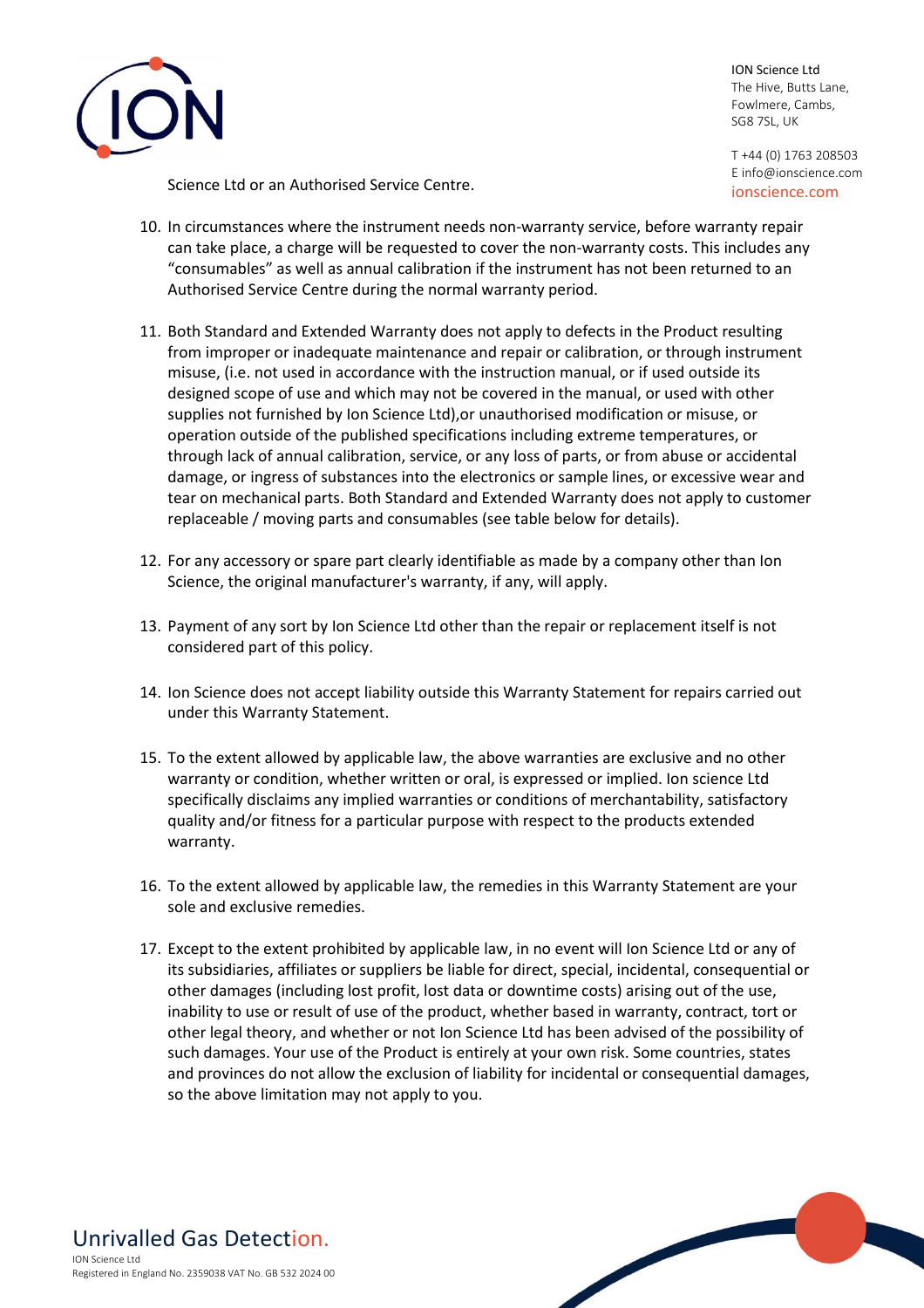Science Ltd or an Authorised Service Centre.

10. In circumstances where the instrument needs non-warranty service, before warranty repair can take place, a charge will be requested to cover the non-warranty costs. This includes any “consumables” as well as annual calibration if the instrument has not been returned to an Authorised Service Centre during the normal warranty period.

11. Both Standard and Extended Warranty does not apply to defects in the Product resulting from improper or inadequate maintenance and repair or calibration, or through instrument misuse, (i.e. not used in accordance with the instruction manual, or if used outside its designed scope of use and which may not be covered in the manual, or used with other supplies not furnished by Ion Science Ltd),or unauthorised modification or misuse, or operation outside of the published specifications including extreme temperatures, or through lack of annual calibration, service, or any loss of parts, or from abuse or accidental damage, or ingress of substances into the electronics or sample lines, or excessive wear and tear on mechanical parts. Both Standard and Extended Warranty does not apply to customer replaceable / moving parts and consumables (see table below for details).

12. For any accessory or spare part clearly identifiable as made by a company other than Ion Science, the original manufacturer's warranty, if any, will apply.

13. Payment of any sort by Ion Science Ltd other than the repair or replacement itself is not considered part of this policy.

14. Ion Science does not accept liability outside this Warranty Statement for repairs carried out under this Warranty Statement.

15. To the extent allowed by applicable law, the above warranties are exclusive and no other warranty or condition, whether written or oral, is expressed or implied. Ion science Ltd specifically disclaims any implied warranties or conditions of merchantability, satisfactory quality and/or fitness for a particular purpose with respect to the products extended warranty.

16. To the extent allowed by applicable law, the remedies in this Warranty Statement are your sole and exclusive remedies.

17. Except to the extent prohibited by applicable law, in no event will Ion Science Ltd or any of its subsidiaries, affiliates or suppliers be liable for direct, special, incidental, consequential or other damages (including lost profit, lost data or downtime costs) arising out of the use, inability to use or result of use of the product, whether based in warranty, contract, tort or other legal theory, and whether or not Ion Science Ltd has been advised of the possibility of such damages. Your use of the Product is entirely at your own risk. Some countries, states and provinces do not allow the exclusion of liability for incidental or consequential damages, so the above limitation may not apply to you.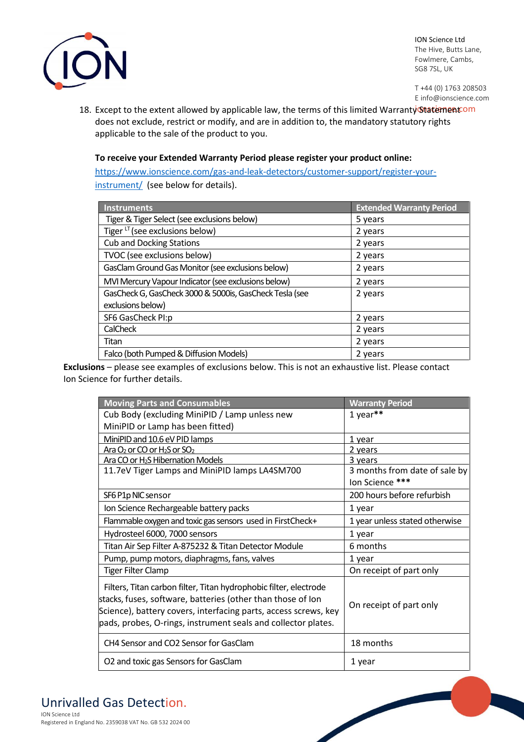18. Except to the extent allowed by applicable law, the terms of this limited Warranty Statement does not exclude, restrict or modify, and are in addition to, the mandatory statutory rights applicable to the sale of the product to you.

**To receive your Extended Warranty Period please register your product online:**
https://www.ionscience.com/gas-and-leak-detectors/customer-support/register-your-instrument/ (see below for details).

| Instruments | Extended Warranty Period |
|---|---|
| Tiger & Tiger Select (see exclusions below) | 5 years |
| Tiger LT (see exclusions below) | 2 years |
| Cub and Docking Stations | 2 years |
| TVOC (see exclusions below) | 2 years |
| GasClam Ground Gas Monitor (see exclusions below) | 2 years |
| MVI Mercury Vapour Indicator (see exclusions below) | 2 years |
| GasCheck G, GasCheck 3000 & 5000is, GasCheck Tesla (see exclusions below) | 2 years |
| SF6 GasCheck PI:p | 2 years |
| CalCheck | 2 years |
| Titan | 2 years |
| Falco (both Pumped & Diffusion Models) | 2 years |

**Exclusions** – please see examples of exclusions below. This is not an exhaustive list. Please contact Ion Science for further details.

| Moving Parts and Consumables | Warranty Period |
|---|---|
| Cub Body (excluding MiniPID / Lamp unless new MiniPID or Lamp has been fitted) | 1 year** |
| MiniPID and 10.6 eV PID lamps | 1 year |
| Ara $O_2$ or CO or $H_2S$ or $SO_2$ | 2 years |
| Ara CO or $H_2S$ Hibernation Models | 3 years |
| 11.7eV Tiger Lamps and MiniPID lamps LA4SM700 | 3 months from date of sale by Ion Science *** |
| SF6 P1p NIC sensor | 200 hours before refurbish |
| Ion Science Rechargeable battery packs | 1 year |
| Flammable oxygen and toxic gas sensors used in FirstCheck+ | 1 year unless stated otherwise |
| Hydrosteel 6000, 7000 sensors | 1 year |
| Titan Air Sep Filter A-875232 & Titan Detector Module | 6 months |
| Pump, pump motors, diaphragms, fans, valves | 1 year |
| Tiger Filter Clamp | On receipt of part only |
| Filters, Titan carbon filter, Titan hydrophobic filter, electrode stacks, fuses, software, batteries (other than those of Ion Science), battery covers, interfacing parts, access screws, key pads, probes, O-rings, instrument seals and collector plates. | On receipt of part only |
| CH4 Sensor and CO2 Sensor for GasClam | 18 months |
| O2 and toxic gas Sensors for GasClam | 1 year |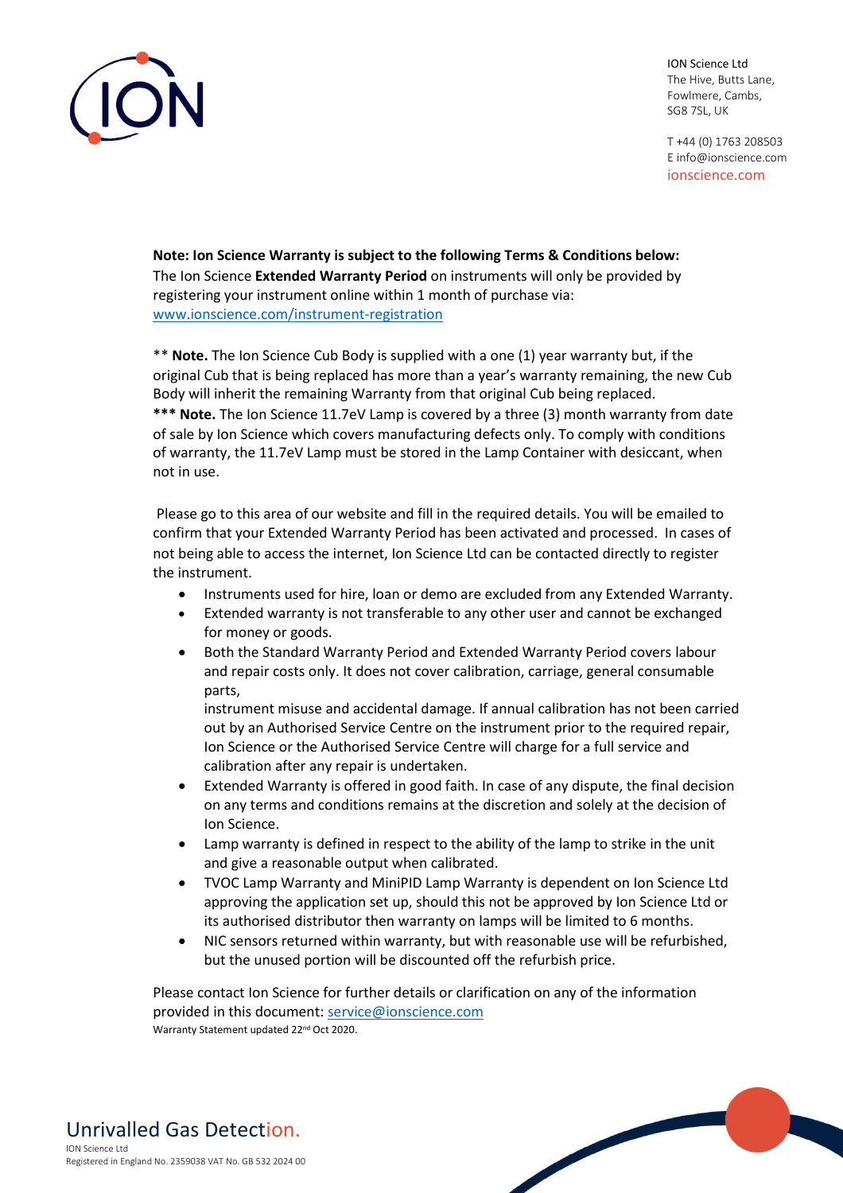ION Science Ltd
The Hive, Butts Lane,
Fowlmere, Cambs,
SG8 7SL, UK

T +44 (0) 1763 208503
E info@ionscience.com
ionscience.com

**Note: Ion Science Warranty is subject to the following Terms & Conditions below:**
The Ion Science **Extended Warranty Period** on instruments will only be provided by registering your instrument online within 1 month of purchase via: www.ionscience.com/instrument-registration

** **Note.** The Ion Science Cub Body is supplied with a one (1) year warranty but, if the original Cub that is being replaced has more than a year's warranty remaining, the new Cub Body will inherit the remaining Warranty from that original Cub being replaced.
**\*\*\* Note.** The Ion Science 11.7eV Lamp is covered by a three (3) month warranty from date of sale by Ion Science which covers manufacturing defects only. To comply with conditions of warranty, the 11.7eV Lamp must be stored in the Lamp Container with desiccant, when not in use.

Please go to this area of our website and fill in the required details. You will be emailed to confirm that your Extended Warranty Period has been activated and processed. In cases of not being able to access the internet, Ion Science Ltd can be contacted directly to register the instrument.

- Instruments used for hire, loan or demo are excluded from any Extended Warranty.
- Extended warranty is not transferable to any other user and cannot be exchanged for money or goods.
- Both the Standard Warranty Period and Extended Warranty Period covers labour and repair costs only. It does not cover calibration, carriage, general consumable parts,
  instrument misuse and accidental damage. If annual calibration has not been carried out by an Authorised Service Centre on the instrument prior to the required repair, Ion Science or the Authorised Service Centre will charge for a full service and calibration after any repair is undertaken.
- Extended Warranty is offered in good faith. In case of any dispute, the final decision on any terms and conditions remains at the discretion and solely at the decision of Ion Science.
- Lamp warranty is defined in respect to the ability of the lamp to strike in the unit and give a reasonable output when calibrated.
- TVOC Lamp Warranty and MiniPID Lamp Warranty is dependent on Ion Science Ltd approving the application set up, should this not be approved by Ion Science Ltd or its authorised distributor then warranty on lamps will be limited to 6 months.
- NIC sensors returned within warranty, but with reasonable use will be refurbished, but the unused portion will be discounted off the refurbish price.

Please contact Ion Science for further details or clarification on any of the information provided in this document: service@ionscience.com
Warranty Statement updated 22nd Oct 2020.

Unrivalled Gas Detection.
ION Science Ltd
Registered in England No. 2359038 VAT No. GB 532 2024 00